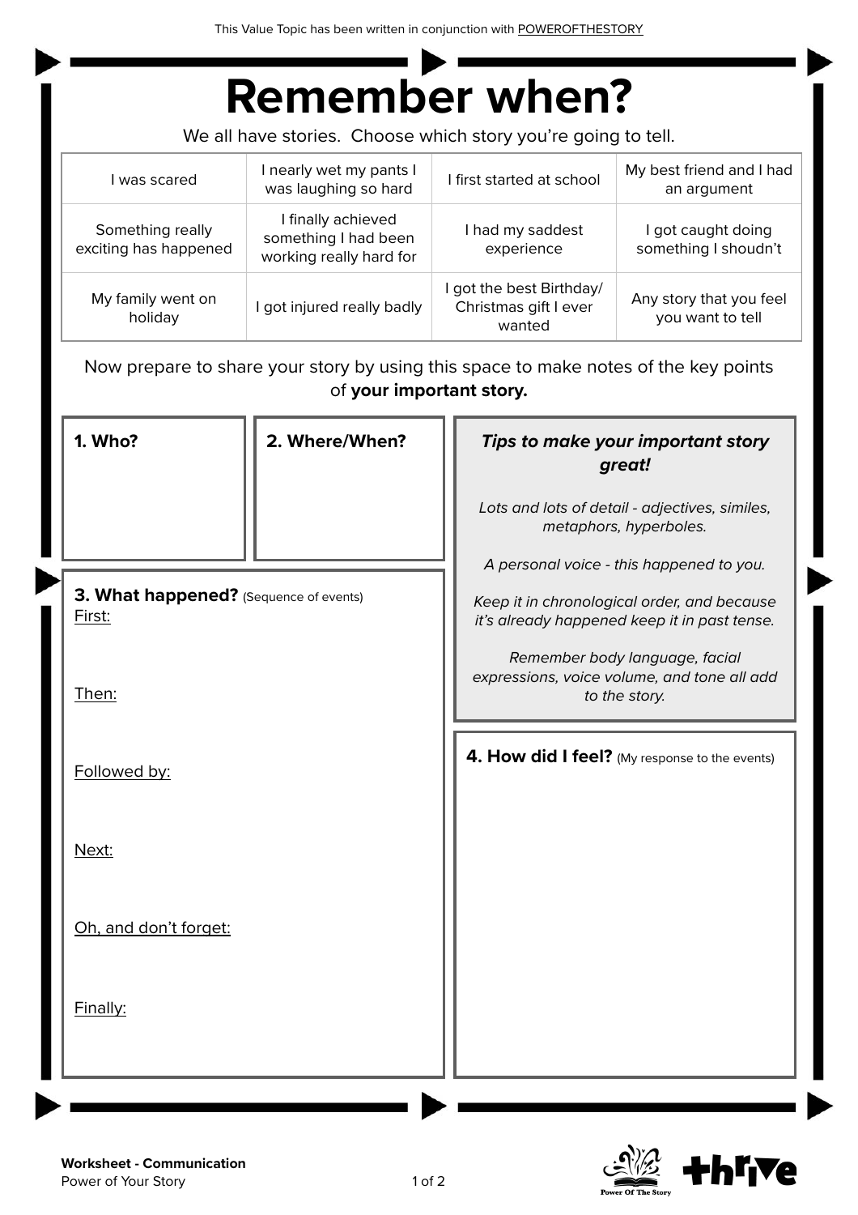This Value Topic has been written in conjunction with POWEROFTHESTORY

# Remember when?

We all have stories. Choose which story you're going to tell.

| I was scared | I nearly wet my pants I was laughing so hard | I first started at school | My best friend and I had an argument |
|---|---|---|---|
| Something really exciting has happened | I finally achieved something I had been working really hard for | I had my saddest experience | I got caught doing something I shoudn't |
| My family went on holiday | I got injured really badly | I got the best Birthday/ Christmas gift I ever wanted | Any story that you feel you want to tell |

Now prepare to share your story by using this space to make notes of the key points of **your important story.**

**1. Who?**

**2. Where/When?**

***Tips to make your important story great!***

*Lots and lots of detail - adjectives, similes, metaphors, hyperboles.*

*A personal voice - this happened to you.*

*Keep it in chronological order, and because it's already happened keep it in past tense.*

*Remember body language, facial expressions, voice volume, and tone all add to the story.*

**3. What happened?** (Sequence of events)

First:

Then:

Followed by:

Next:

Oh, and don't forget:

Finally:

**4. How did I feel?** (My response to the events)

**Worksheet - Communication**
Power of Your Story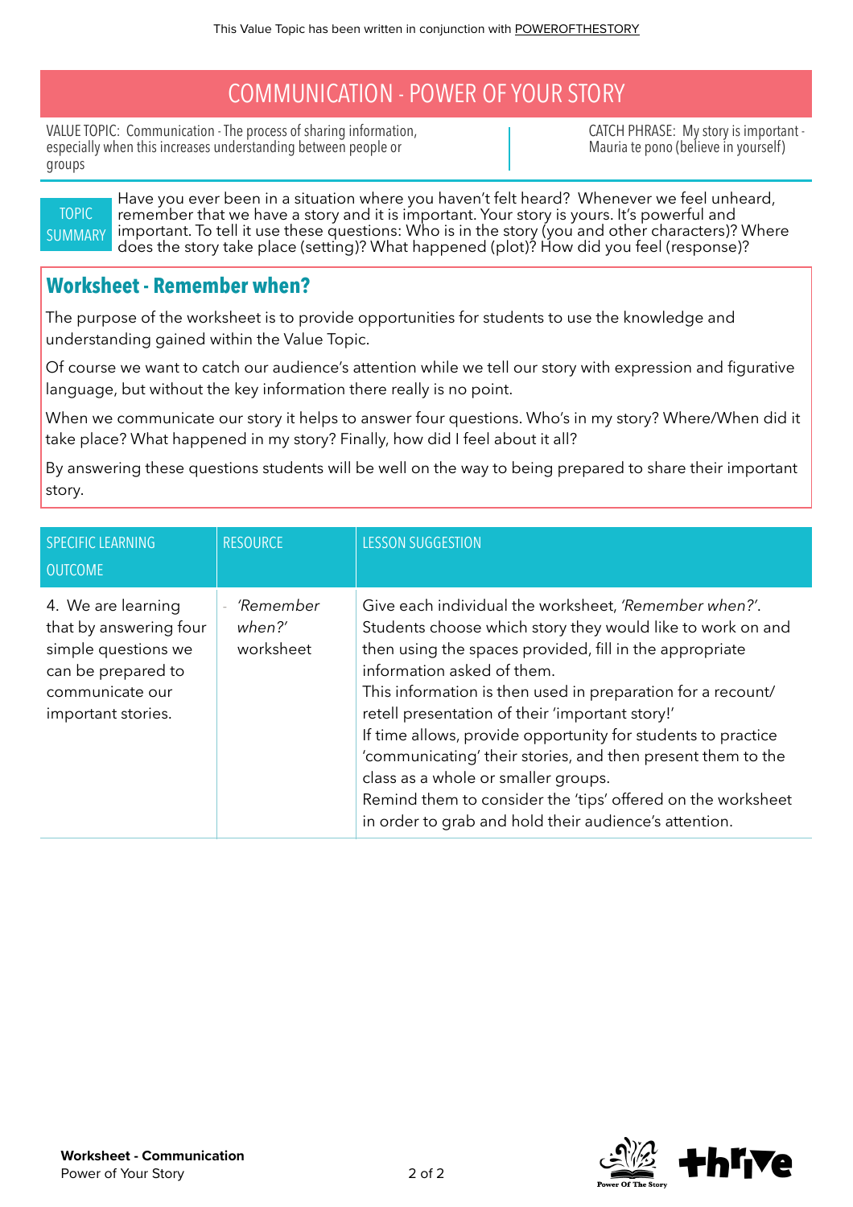This Value Topic has been written in conjunction with POWEROFTHESTORY

# COMMUNICATION - POWER OF YOUR STORY

VALUE TOPIC: Communication - The process of sharing information, especially when this increases understanding between people or groups

CATCH PHRASE: My story is important - Mauria te pono (believe in yourself)

**TOPIC SUMMARY**

Have you ever been in a situation where you haven't felt heard? Whenever we feel unheard, remember that we have a story and it is important. Your story is yours. It's powerful and important. To tell it use these questions: Who is in the story (you and other characters)? Where does the story take place (setting)? What happened (plot)? How did you feel (response)?

## Worksheet - Remember when?

The purpose of the worksheet is to provide opportunities for students to use the knowledge and understanding gained within the Value Topic.

Of course we want to catch our audience's attention while we tell our story with expression and figurative language, but without the key information there really is no point.

When we communicate our story it helps to answer four questions. Who's in my story? Where/When did it take place? What happened in my story? Finally, how did I feel about it all?

By answering these questions students will be well on the way to being prepared to share their important story.

| SPECIFIC LEARNING OUTCOME | RESOURCE | LESSON SUGGESTION |
|---|---|---|
| 4. We are learning that by answering four simple questions we can be prepared to communicate our important stories. | - *'Remember when?'* worksheet | Give each individual the worksheet, *'Remember when?'*. Students choose which story they would like to work on and then using the spaces provided, fill in the appropriate information asked of them. This information is then used in preparation for a recount/ retell presentation of their 'important story!' If time allows, provide opportunity for students to practice 'communicating' their stories, and then present them to the class as a whole or smaller groups. Remind them to consider the 'tips' offered on the worksheet in order to grab and hold their audience's attention. |